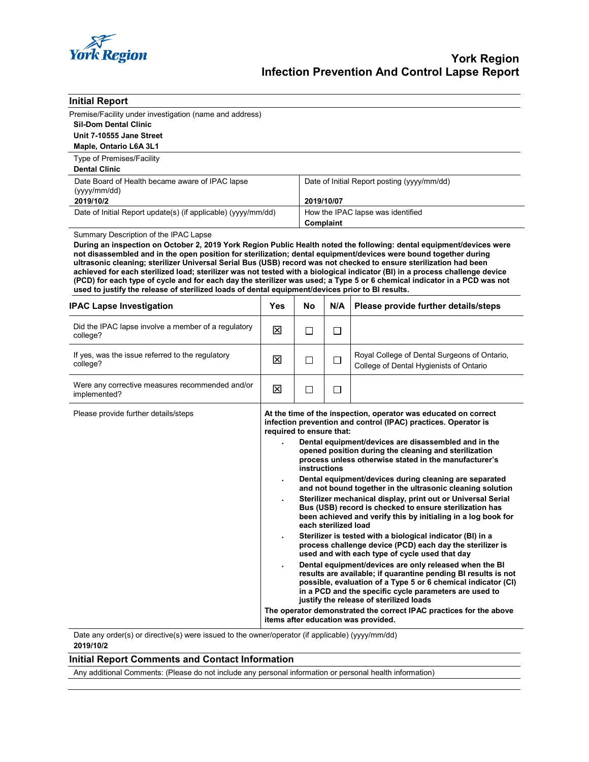York Region

# York Region Infection Prevention And Control Lapse Report

## Initial Report

Premise/Facility under investigation (name and address)

**Sil-Dom Dental Clinic**

**Unit 7-10555 Jane Street**

**Maple, Ontario L6A 3L1**

Type of Premises/Facility

**Dental Clinic**

| Date Board of Health became aware of IPAC lapse (yyyy/mm/dd) | Date of Initial Report posting (yyyy/mm/dd) |
|---|---|
| **2019/10/2** | **2019/10/07** |
| Date of Initial Report update(s) (if applicable) (yyyy/mm/dd) | How the IPAC lapse was identified |
| | **Complaint** |

Summary Description of the IPAC Lapse

**During an inspection on October 2, 2019 York Region Public Health noted the following: dental equipment/devices were not disassembled and in the open position for sterilization; dental equipment/devices were bound together during ultrasonic cleaning; sterilizer Universal Serial Bus (USB) record was not checked to ensure sterilization had been achieved for each sterilized load; sterilizer was not tested with a biological indicator (BI) in a process challenge device (PCD) for each type of cycle and for each day the sterilizer was used; a Type 5 or 6 chemical indicator in a PCD was not used to justify the release of sterilized loads of dental equipment/devices prior to BI results.**

| IPAC Lapse Investigation | Yes | No | N/A | Please provide further details/steps |
|---|---|---|---|---|
| Did the IPAC lapse involve a member of a regulatory college? | ☒ | ☐ | ☐ | |
| If yes, was the issue referred to the regulatory college? | ☒ | ☐ | ☐ | Royal College of Dental Surgeons of Ontario, College of Dental Hygienists of Ontario |
| Were any corrective measures recommended and/or implemented? | ☒ | ☐ | ☐ | |

Please provide further details/steps

**At the time of the inspection, operator was educated on correct infection prevention and control (IPAC) practices. Operator is required to ensure that:**

- **Dental equipment/devices are disassembled and in the opened position during the cleaning and sterilization process unless otherwise stated in the manufacturer's instructions**
- **Dental equipment/devices during cleaning are separated and not bound together in the ultrasonic cleaning solution**
- **Sterilizer mechanical display, print out or Universal Serial Bus (USB) record is checked to ensure sterilization has been achieved and verify this by initialing in a log book for each sterilized load**
- **Sterilizer is tested with a biological indicator (BI) in a process challenge device (PCD) each day the sterilizer is used and with each type of cycle used that day**
- **Dental equipment/devices are only released when the BI results are available; if quarantine pending BI results is not possible, evaluation of a Type 5 or 6 chemical indicator (CI) in a PCD and the specific cycle parameters are used to justify the release of sterilized loads**

**The operator demonstrated the correct IPAC practices for the above items after education was provided.**

Date any order(s) or directive(s) were issued to the owner/operator (if applicable) (yyyy/mm/dd)

**2019/10/2**

## Initial Report Comments and Contact Information

Any additional Comments: (Please do not include any personal information or personal health information)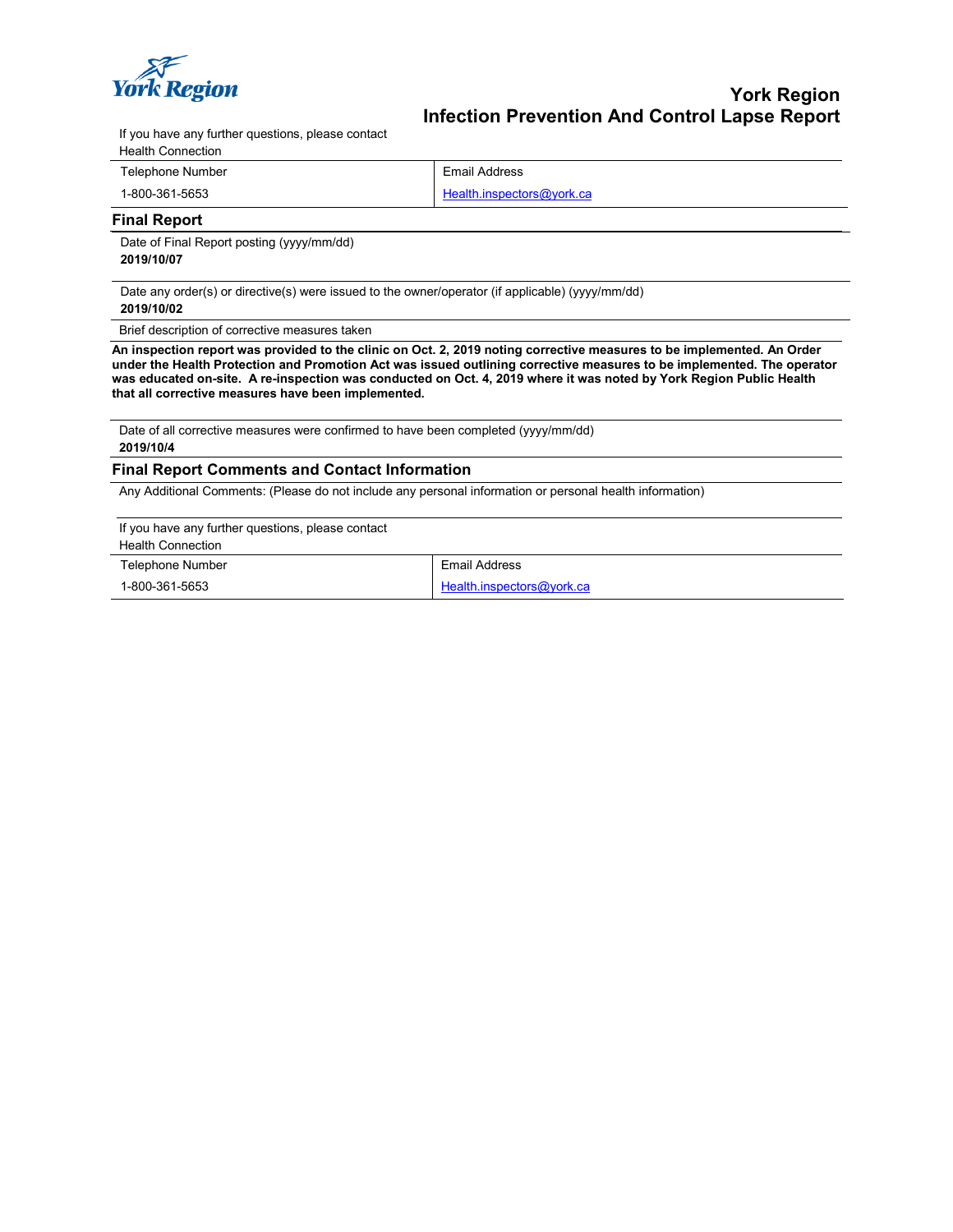# York Region
# Infection Prevention And Control Lapse Report

If you have any further questions, please contact
Health Connection

| Telephone Number | Email Address |
| --- | --- |
| 1-800-361-5653 | Health.inspectors@york.ca |

## Final Report

Date of Final Report posting (yyyy/mm/dd)
**2019/10/07**

Date any order(s) or directive(s) were issued to the owner/operator (if applicable) (yyyy/mm/dd)
**2019/10/02**

Brief description of corrective measures taken

**An inspection report was provided to the clinic on Oct. 2, 2019 noting corrective measures to be implemented. An Order under the Health Protection and Promotion Act was issued outlining corrective measures to be implemented. The operator was educated on-site. A re-inspection was conducted on Oct. 4, 2019 where it was noted by York Region Public Health that all corrective measures have been implemented.**

Date of all corrective measures were confirmed to have been completed (yyyy/mm/dd)
**2019/10/4**

## Final Report Comments and Contact Information

Any Additional Comments: (Please do not include any personal information or personal health information)

If you have any further questions, please contact
Health Connection

| Telephone Number | Email Address |
| --- | --- |
| 1-800-361-5653 | Health.inspectors@york.ca |